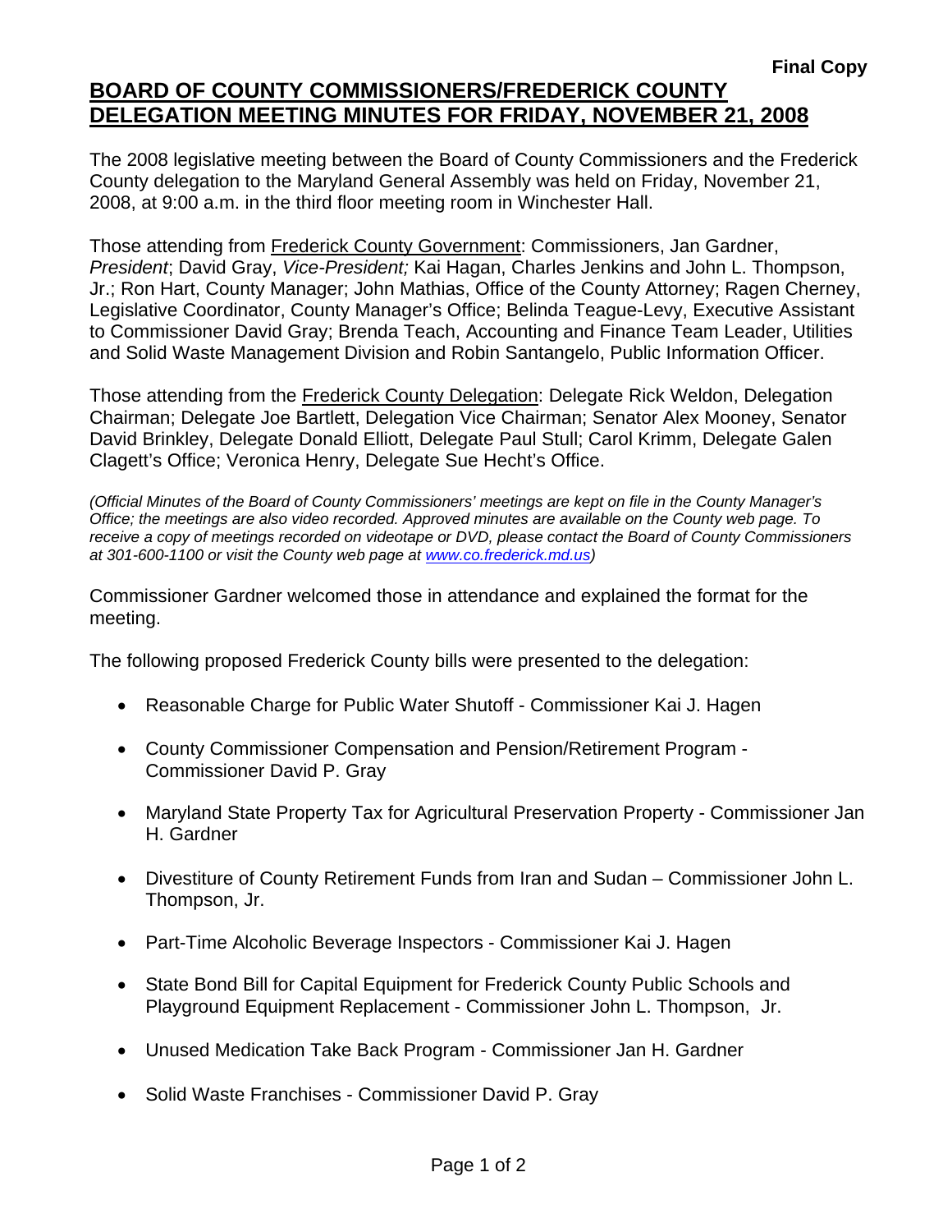**Final Copy**

# BOARD OF COUNTY COMMISSIONERS/FREDERICK COUNTY DELEGATION MEETING MINUTES FOR FRIDAY, NOVEMBER 21, 2008

The 2008 legislative meeting between the Board of County Commissioners and the Frederick County delegation to the Maryland General Assembly was held on Friday, November 21, 2008, at 9:00 a.m. in the third floor meeting room in Winchester Hall.

Those attending from Frederick County Government: Commissioners, Jan Gardner, *President*; David Gray, *Vice-President;* Kai Hagan, Charles Jenkins and John L. Thompson, Jr.; Ron Hart, County Manager; John Mathias, Office of the County Attorney; Ragen Cherney, Legislative Coordinator, County Manager's Office; Belinda Teague-Levy, Executive Assistant to Commissioner David Gray; Brenda Teach, Accounting and Finance Team Leader, Utilities and Solid Waste Management Division and Robin Santangelo, Public Information Officer.

Those attending from the Frederick County Delegation: Delegate Rick Weldon, Delegation Chairman; Delegate Joe Bartlett, Delegation Vice Chairman; Senator Alex Mooney, Senator David Brinkley, Delegate Donald Elliott, Delegate Paul Stull; Carol Krimm, Delegate Galen Clagett's Office; Veronica Henry, Delegate Sue Hecht's Office.

*(Official Minutes of the Board of County Commissioners' meetings are kept on file in the County Manager's Office; the meetings are also video recorded. Approved minutes are available on the County web page. To receive a copy of meetings recorded on videotape or DVD, please contact the Board of County Commissioners at 301-600-1100 or visit the County web page at www.co.frederick.md.us)*

Commissioner Gardner welcomed those in attendance and explained the format for the meeting.

The following proposed Frederick County bills were presented to the delegation:

- Reasonable Charge for Public Water Shutoff - Commissioner Kai J. Hagen
- County Commissioner Compensation and Pension/Retirement Program - Commissioner David P. Gray
- Maryland State Property Tax for Agricultural Preservation Property - Commissioner Jan H. Gardner
- Divestiture of County Retirement Funds from Iran and Sudan – Commissioner John L. Thompson, Jr.
- Part-Time Alcoholic Beverage Inspectors - Commissioner Kai J. Hagen
- State Bond Bill for Capital Equipment for Frederick County Public Schools and Playground Equipment Replacement - Commissioner John L. Thompson, Jr.
- Unused Medication Take Back Program - Commissioner Jan H. Gardner
- Solid Waste Franchises - Commissioner David P. Gray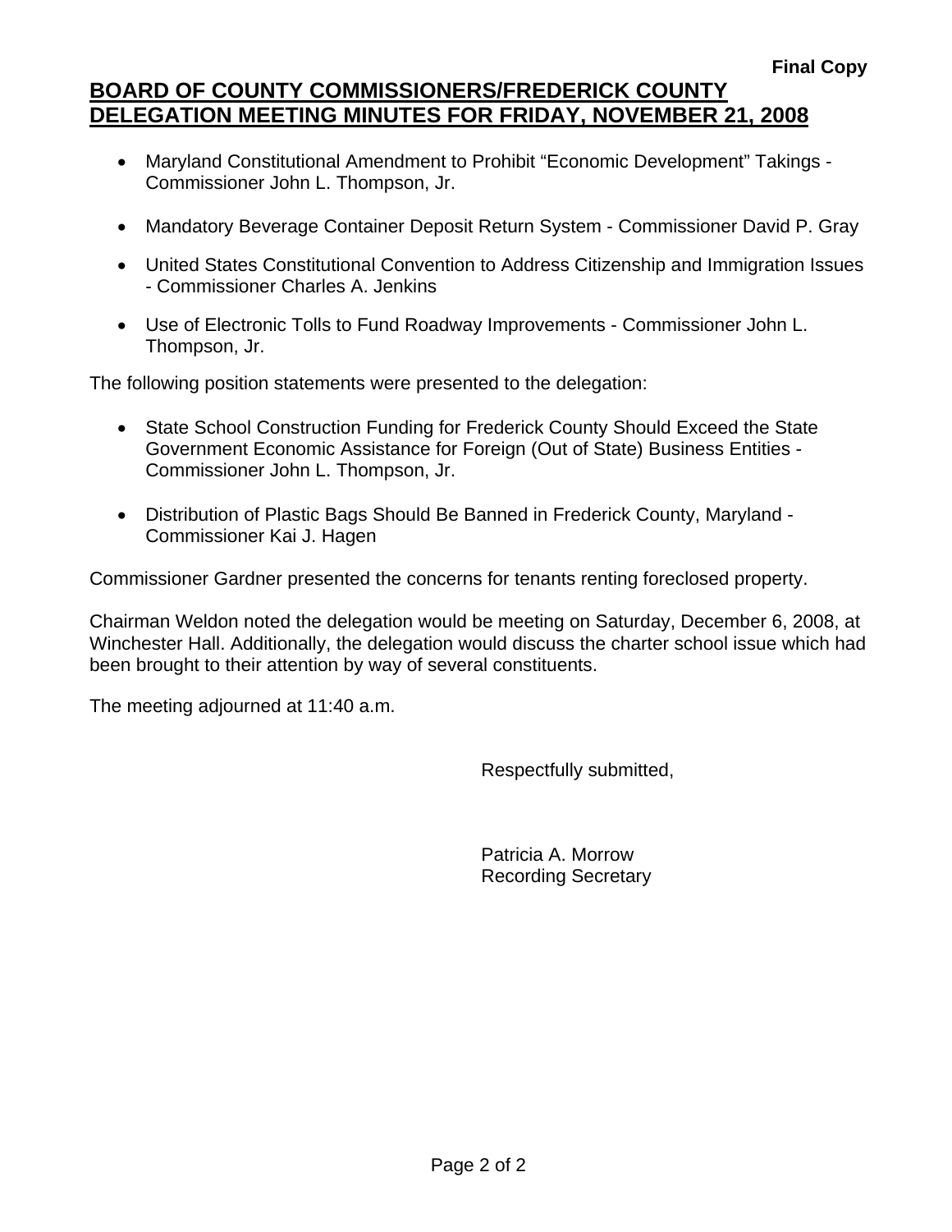**Final Copy**

## BOARD OF COUNTY COMMISSIONERS/FREDERICK COUNTY DELEGATION MEETING MINUTES FOR FRIDAY, NOVEMBER 21, 2008

- Maryland Constitutional Amendment to Prohibit "Economic Development" Takings - Commissioner John L. Thompson, Jr.
- Mandatory Beverage Container Deposit Return System - Commissioner David P. Gray
- United States Constitutional Convention to Address Citizenship and Immigration Issues - Commissioner Charles A. Jenkins
- Use of Electronic Tolls to Fund Roadway Improvements - Commissioner John L. Thompson, Jr.

The following position statements were presented to the delegation:

- State School Construction Funding for Frederick County Should Exceed the State Government Economic Assistance for Foreign (Out of State) Business Entities - Commissioner John L. Thompson, Jr.
- Distribution of Plastic Bags Should Be Banned in Frederick County, Maryland - Commissioner Kai J. Hagen

Commissioner Gardner presented the concerns for tenants renting foreclosed property.

Chairman Weldon noted the delegation would be meeting on Saturday, December 6, 2008, at Winchester Hall. Additionally, the delegation would discuss the charter school issue which had been brought to their attention by way of several constituents.

The meeting adjourned at 11:40 a.m.

Respectfully submitted,

Patricia A. Morrow
Recording Secretary